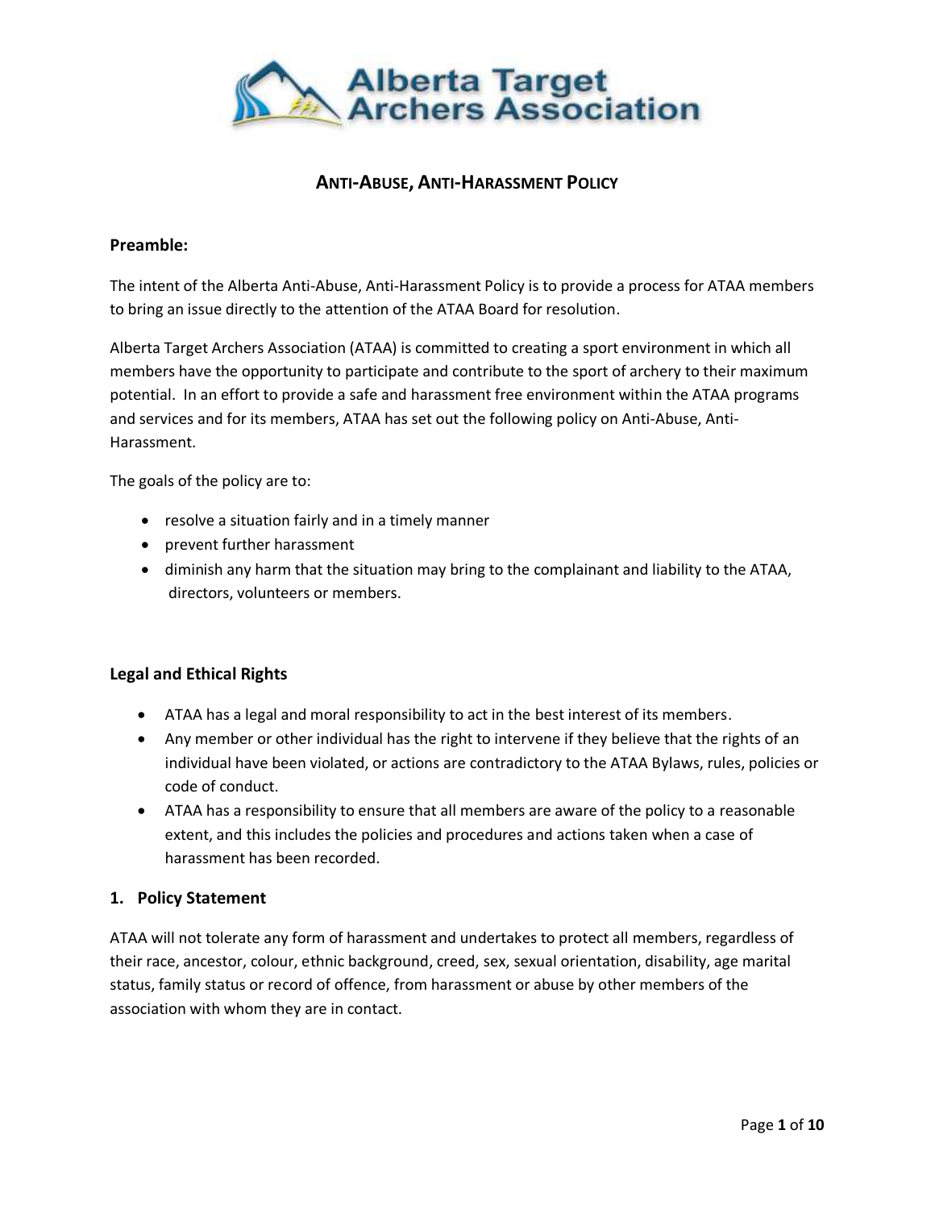# ANTI-ABUSE, ANTI-HARASSMENT POLICY

### Preamble:

The intent of the Alberta Anti-Abuse, Anti-Harassment Policy is to provide a process for ATAA members to bring an issue directly to the attention of the ATAA Board for resolution.

Alberta Target Archers Association (ATAA) is committed to creating a sport environment in which all members have the opportunity to participate and contribute to the sport of archery to their maximum potential. In an effort to provide a safe and harassment free environment within the ATAA programs and services and for its members, ATAA has set out the following policy on Anti-Abuse, Anti-Harassment.

The goals of the policy are to:

- resolve a situation fairly and in a timely manner
- prevent further harassment
- diminish any harm that the situation may bring to the complainant and liability to the ATAA, directors, volunteers or members.

### Legal and Ethical Rights

- ATAA has a legal and moral responsibility to act in the best interest of its members.
- Any member or other individual has the right to intervene if they believe that the rights of an individual have been violated, or actions are contradictory to the ATAA Bylaws, rules, policies or code of conduct.
- ATAA has a responsibility to ensure that all members are aware of the policy to a reasonable extent, and this includes the policies and procedures and actions taken when a case of harassment has been recorded.

### 1. Policy Statement

ATAA will not tolerate any form of harassment and undertakes to protect all members, regardless of their race, ancestor, colour, ethnic background, creed, sex, sexual orientation, disability, age marital status, family status or record of offence, from harassment or abuse by other members of the association with whom they are in contact.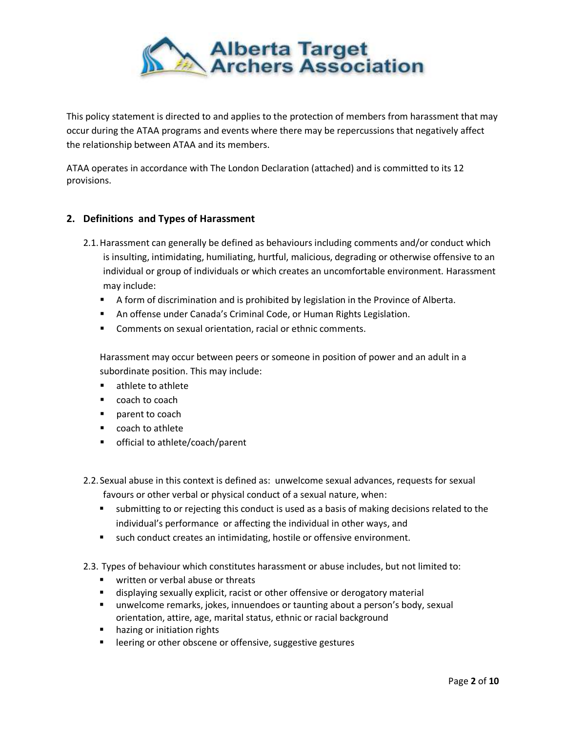This policy statement is directed to and applies to the protection of members from harassment that may occur during the ATAA programs and events where there may be repercussions that negatively affect the relationship between ATAA and its members.

ATAA operates in accordance with The London Declaration (attached) and is committed to its 12 provisions.

## 2. Definitions and Types of Harassment

2.1. Harassment can generally be defined as behaviours including comments and/or conduct which is insulting, intimidating, humiliating, hurtful, malicious, degrading or otherwise offensive to an individual or group of individuals or which creates an uncomfortable environment. Harassment may include:

- A form of discrimination and is prohibited by legislation in the Province of Alberta.
- An offense under Canada's Criminal Code, or Human Rights Legislation.
- Comments on sexual orientation, racial or ethnic comments.

Harassment may occur between peers or someone in position of power and an adult in a subordinate position. This may include:

- athlete to athlete
- coach to coach
- parent to coach
- coach to athlete
- official to athlete/coach/parent

2.2. Sexual abuse in this context is defined as: unwelcome sexual advances, requests for sexual favours or other verbal or physical conduct of a sexual nature, when:

- submitting to or rejecting this conduct is used as a basis of making decisions related to the individual's performance or affecting the individual in other ways, and
- such conduct creates an intimidating, hostile or offensive environment.

2.3. Types of behaviour which constitutes harassment or abuse includes, but not limited to:

- written or verbal abuse or threats
- displaying sexually explicit, racist or other offensive or derogatory material
- unwelcome remarks, jokes, innuendoes or taunting about a person's body, sexual orientation, attire, age, marital status, ethnic or racial background
- hazing or initiation rights
- leering or other obscene or offensive, suggestive gestures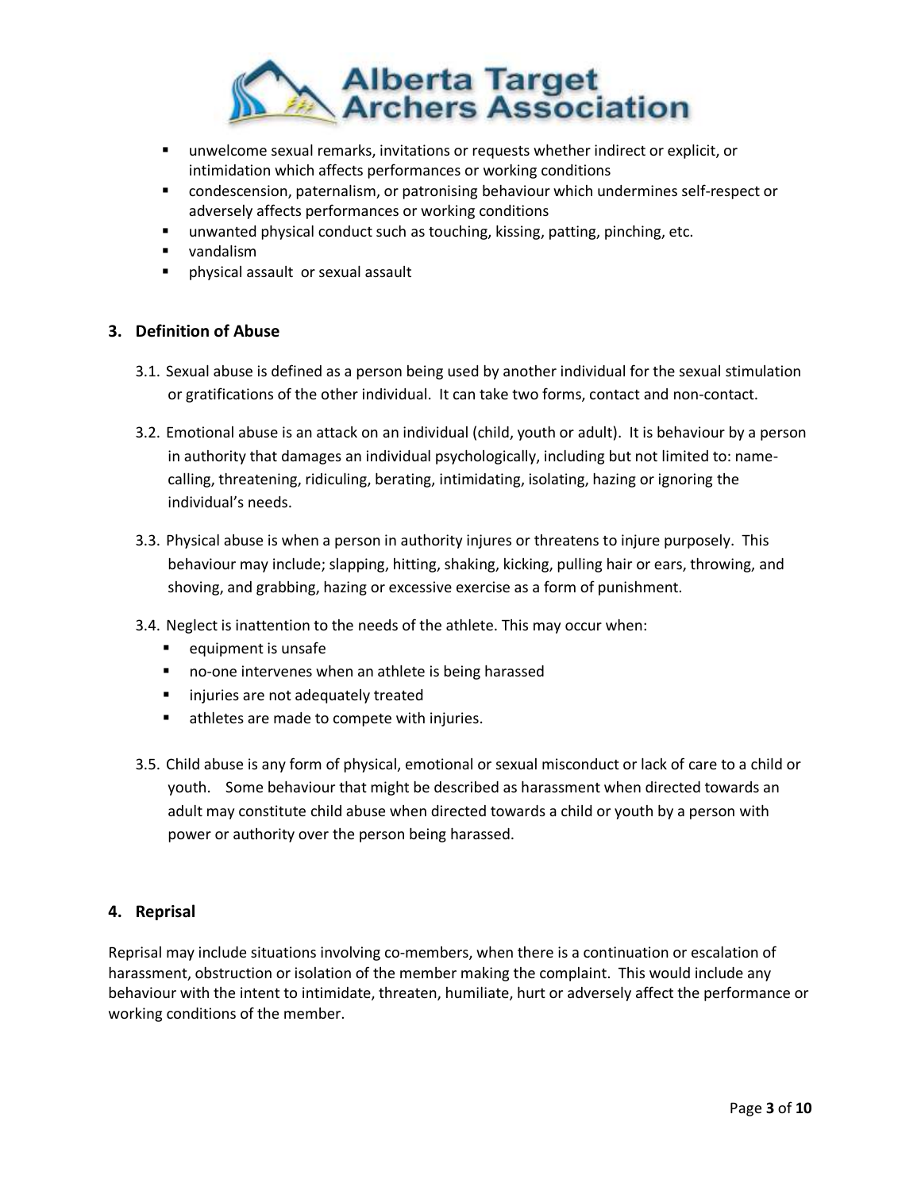- unwelcome sexual remarks, invitations or requests whether indirect or explicit, or intimidation which affects performances or working conditions
- condescension, paternalism, or patronising behaviour which undermines self-respect or adversely affects performances or working conditions
- unwanted physical conduct such as touching, kissing, patting, pinching, etc.
- vandalism
- physical assault or sexual assault

### 3. Definition of Abuse

3.1. Sexual abuse is defined as a person being used by another individual for the sexual stimulation or gratifications of the other individual. It can take two forms, contact and non-contact.

3.2. Emotional abuse is an attack on an individual (child, youth or adult). It is behaviour by a person in authority that damages an individual psychologically, including but not limited to: name-calling, threatening, ridiculing, berating, intimidating, isolating, hazing or ignoring the individual's needs.

3.3. Physical abuse is when a person in authority injures or threatens to injure purposely. This behaviour may include; slapping, hitting, shaking, kicking, pulling hair or ears, throwing, and shoving, and grabbing, hazing or excessive exercise as a form of punishment.

3.4. Neglect is inattention to the needs of the athlete. This may occur when:

- equipment is unsafe
- no-one intervenes when an athlete is being harassed
- injuries are not adequately treated
- athletes are made to compete with injuries.

3.5. Child abuse is any form of physical, emotional or sexual misconduct or lack of care to a child or youth. Some behaviour that might be described as harassment when directed towards an adult may constitute child abuse when directed towards a child or youth by a person with power or authority over the person being harassed.

### 4. Reprisal

Reprisal may include situations involving co-members, when there is a continuation or escalation of harassment, obstruction or isolation of the member making the complaint. This would include any behaviour with the intent to intimidate, threaten, humiliate, hurt or adversely affect the performance or working conditions of the member.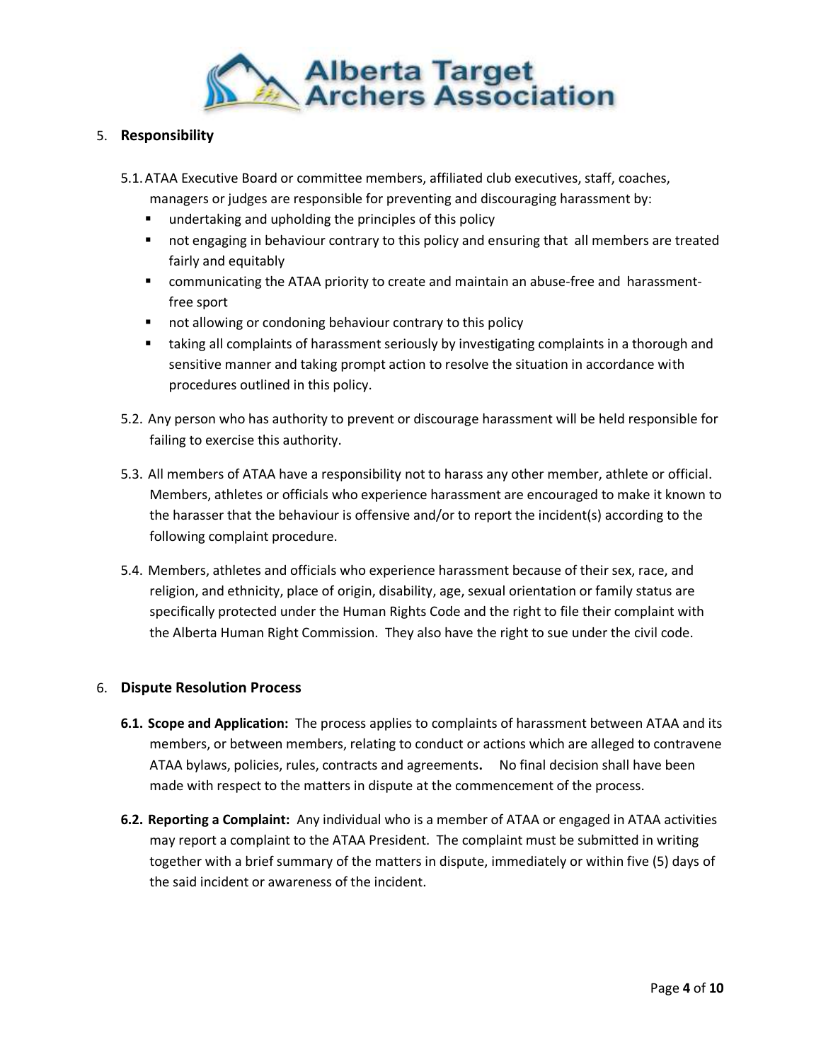## 5. Responsibility

5.1. ATAA Executive Board or committee members, affiliated club executives, staff, coaches, managers or judges are responsible for preventing and discouraging harassment by:

- undertaking and upholding the principles of this policy
- not engaging in behaviour contrary to this policy and ensuring that all members are treated fairly and equitably
- communicating the ATAA priority to create and maintain an abuse-free and harassment-free sport
- not allowing or condoning behaviour contrary to this policy
- taking all complaints of harassment seriously by investigating complaints in a thorough and sensitive manner and taking prompt action to resolve the situation in accordance with procedures outlined in this policy.

5.2. Any person who has authority to prevent or discourage harassment will be held responsible for failing to exercise this authority.

5.3. All members of ATAA have a responsibility not to harass any other member, athlete or official. Members, athletes or officials who experience harassment are encouraged to make it known to the harasser that the behaviour is offensive and/or to report the incident(s) according to the following complaint procedure.

5.4. Members, athletes and officials who experience harassment because of their sex, race, and religion, and ethnicity, place of origin, disability, age, sexual orientation or family status are specifically protected under the Human Rights Code and the right to file their complaint with the Alberta Human Right Commission. They also have the right to sue under the civil code.

## 6. Dispute Resolution Process

**6.1. Scope and Application:** The process applies to complaints of harassment between ATAA and its members, or between members, relating to conduct or actions which are alleged to contravene ATAA bylaws, policies, rules, contracts and agreements**.** No final decision shall have been made with respect to the matters in dispute at the commencement of the process.

**6.2. Reporting a Complaint:** Any individual who is a member of ATAA or engaged in ATAA activities may report a complaint to the ATAA President. The complaint must be submitted in writing together with a brief summary of the matters in dispute, immediately or within five (5) days of the said incident or awareness of the incident.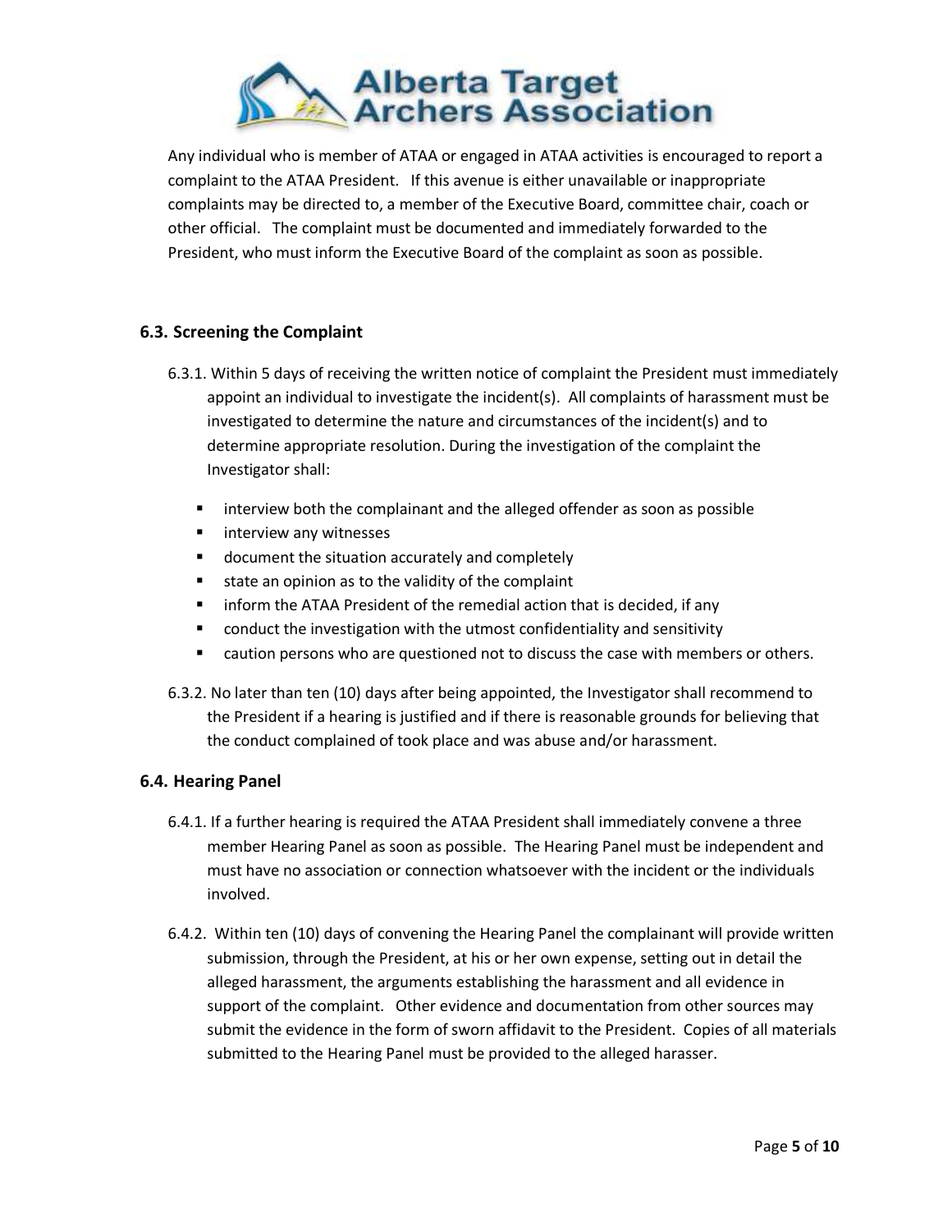Any individual who is member of ATAA or engaged in ATAA activities is encouraged to report a complaint to the ATAA President. If this avenue is either unavailable or inappropriate complaints may be directed to, a member of the Executive Board, committee chair, coach or other official. The complaint must be documented and immediately forwarded to the President, who must inform the Executive Board of the complaint as soon as possible.

### 6.3. Screening the Complaint

6.3.1. Within 5 days of receiving the written notice of complaint the President must immediately appoint an individual to investigate the incident(s). All complaints of harassment must be investigated to determine the nature and circumstances of the incident(s) and to determine appropriate resolution. During the investigation of the complaint the Investigator shall:

- interview both the complainant and the alleged offender as soon as possible
- interview any witnesses
- document the situation accurately and completely
- state an opinion as to the validity of the complaint
- inform the ATAA President of the remedial action that is decided, if any
- conduct the investigation with the utmost confidentiality and sensitivity
- caution persons who are questioned not to discuss the case with members or others.

6.3.2. No later than ten (10) days after being appointed, the Investigator shall recommend to the President if a hearing is justified and if there is reasonable grounds for believing that the conduct complained of took place and was abuse and/or harassment.

### 6.4. Hearing Panel

6.4.1. If a further hearing is required the ATAA President shall immediately convene a three member Hearing Panel as soon as possible. The Hearing Panel must be independent and must have no association or connection whatsoever with the incident or the individuals involved.

6.4.2. Within ten (10) days of convening the Hearing Panel the complainant will provide written submission, through the President, at his or her own expense, setting out in detail the alleged harassment, the arguments establishing the harassment and all evidence in support of the complaint. Other evidence and documentation from other sources may submit the evidence in the form of sworn affidavit to the President. Copies of all materials submitted to the Hearing Panel must be provided to the alleged harasser.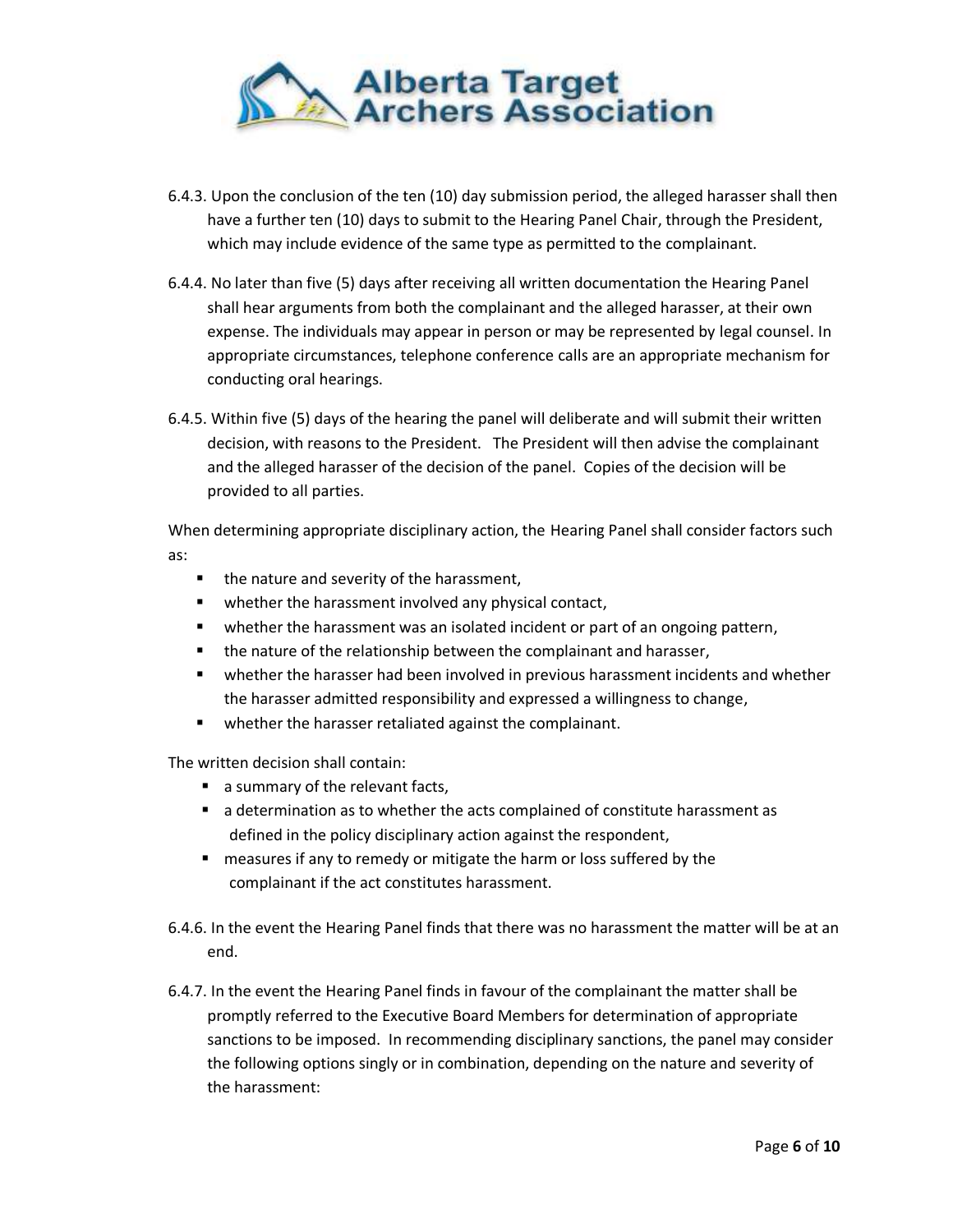6.4.3. Upon the conclusion of the ten (10) day submission period, the alleged harasser shall then have a further ten (10) days to submit to the Hearing Panel Chair, through the President, which may include evidence of the same type as permitted to the complainant.

6.4.4. No later than five (5) days after receiving all written documentation the Hearing Panel shall hear arguments from both the complainant and the alleged harasser, at their own expense. The individuals may appear in person or may be represented by legal counsel. In appropriate circumstances, telephone conference calls are an appropriate mechanism for conducting oral hearings.

6.4.5. Within five (5) days of the hearing the panel will deliberate and will submit their written decision, with reasons to the President. The President will then advise the complainant and the alleged harasser of the decision of the panel. Copies of the decision will be provided to all parties.

When determining appropriate disciplinary action, the Hearing Panel shall consider factors such as:

- the nature and severity of the harassment,
- whether the harassment involved any physical contact,
- whether the harassment was an isolated incident or part of an ongoing pattern,
- the nature of the relationship between the complainant and harasser,
- whether the harasser had been involved in previous harassment incidents and whether the harasser admitted responsibility and expressed a willingness to change,
- whether the harasser retaliated against the complainant.

The written decision shall contain:

- a summary of the relevant facts,
- a determination as to whether the acts complained of constitute harassment as defined in the policy disciplinary action against the respondent,
- measures if any to remedy or mitigate the harm or loss suffered by the complainant if the act constitutes harassment.

6.4.6. In the event the Hearing Panel finds that there was no harassment the matter will be at an end.

6.4.7. In the event the Hearing Panel finds in favour of the complainant the matter shall be promptly referred to the Executive Board Members for determination of appropriate sanctions to be imposed. In recommending disciplinary sanctions, the panel may consider the following options singly or in combination, depending on the nature and severity of the harassment: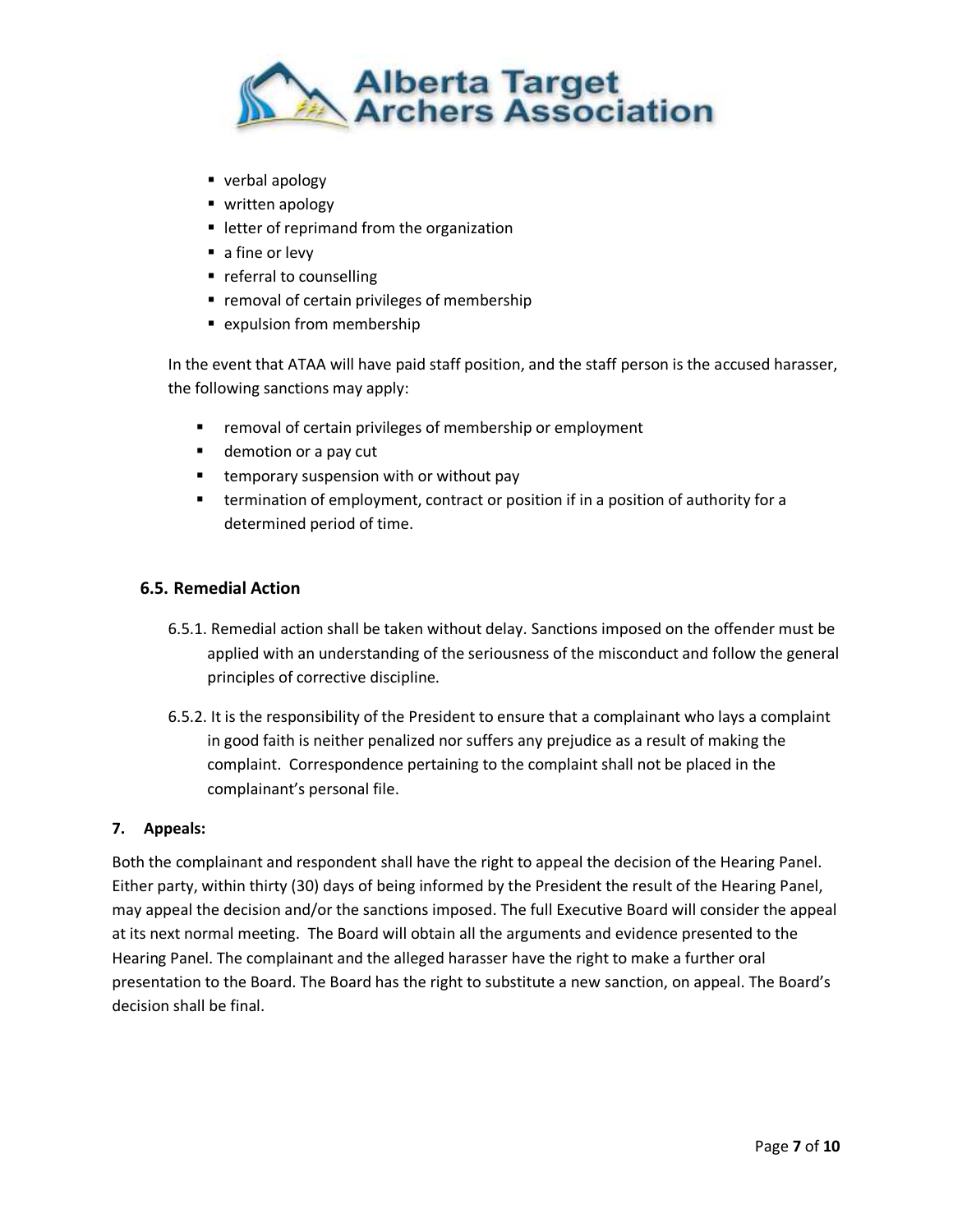- verbal apology
- written apology
- letter of reprimand from the organization
- a fine or levy
- referral to counselling
- removal of certain privileges of membership
- expulsion from membership

In the event that ATAA will have paid staff position, and the staff person is the accused harasser, the following sanctions may apply:

- removal of certain privileges of membership or employment
- demotion or a pay cut
- temporary suspension with or without pay
- termination of employment, contract or position if in a position of authority for a determined period of time.

### 6.5. Remedial Action

6.5.1. Remedial action shall be taken without delay. Sanctions imposed on the offender must be applied with an understanding of the seriousness of the misconduct and follow the general principles of corrective discipline.

6.5.2. It is the responsibility of the President to ensure that a complainant who lays a complaint in good faith is neither penalized nor suffers any prejudice as a result of making the complaint. Correspondence pertaining to the complaint shall not be placed in the complainant's personal file.

## 7. Appeals:

Both the complainant and respondent shall have the right to appeal the decision of the Hearing Panel. Either party, within thirty (30) days of being informed by the President the result of the Hearing Panel, may appeal the decision and/or the sanctions imposed. The full Executive Board will consider the appeal at its next normal meeting. The Board will obtain all the arguments and evidence presented to the Hearing Panel. The complainant and the alleged harasser have the right to make a further oral presentation to the Board. The Board has the right to substitute a new sanction, on appeal. The Board's decision shall be final.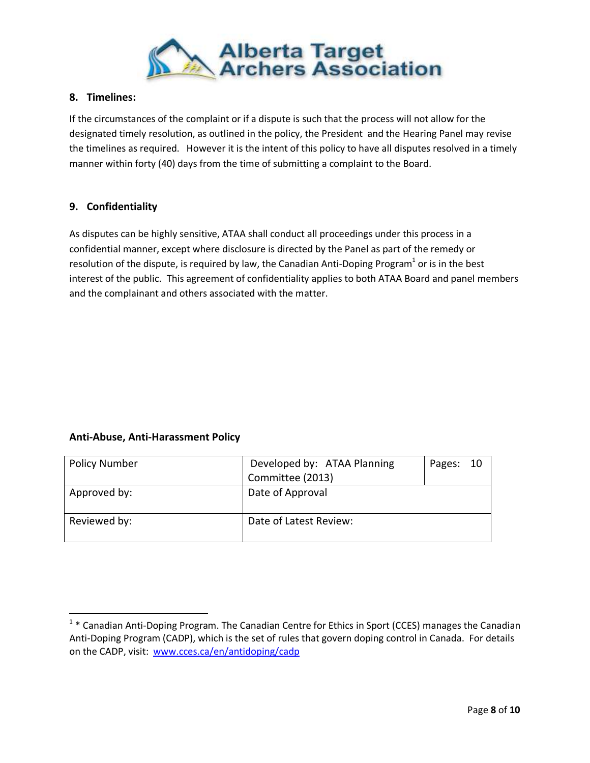## 8. Timelines:

If the circumstances of the complaint or if a dispute is such that the process will not allow for the designated timely resolution, as outlined in the policy, the President and the Hearing Panel may revise the timelines as required. However it is the intent of this policy to have all disputes resolved in a timely manner within forty (40) days from the time of submitting a complaint to the Board.

## 9. Confidentiality

As disputes can be highly sensitive, ATAA shall conduct all proceedings under this process in a confidential manner, except where disclosure is directed by the Panel as part of the remedy or resolution of the dispute, is required by law, the Canadian Anti-Doping Program[1] or is in the best interest of the public. This agreement of confidentiality applies to both ATAA Board and panel members and the complainant and others associated with the matter.

**Anti-Abuse, Anti-Harassment Policy**

| Policy Number | Developed by: ATAA Planning Committee (2013) | Pages: 10 |
|---|---|---|
| Approved by: | Date of Approval | |
| Reviewed by: | Date of Latest Review: | |

[1] * Canadian Anti-Doping Program. The Canadian Centre for Ethics in Sport (CCES) manages the Canadian Anti-Doping Program (CADP), which is the set of rules that govern doping control in Canada. For details on the CADP, visit: www.cces.ca/en/antidoping/cadp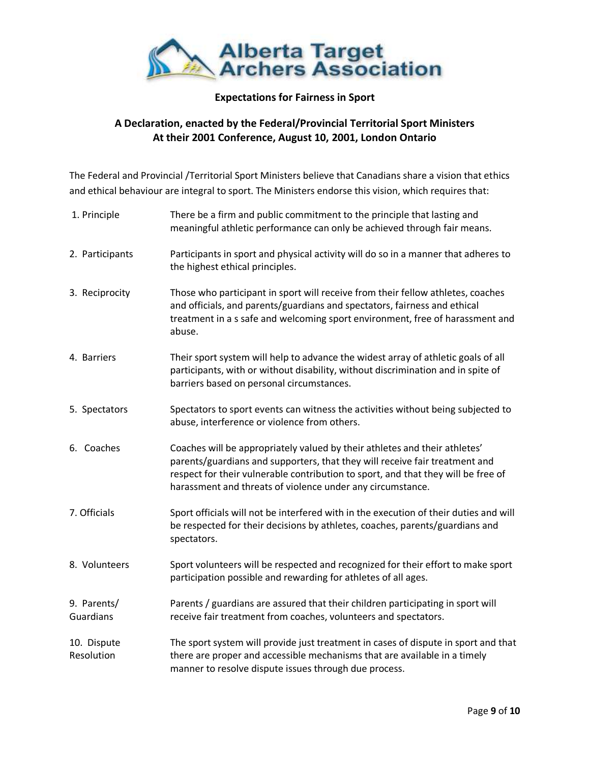# Alberta Target Archers Association

**Expectations for Fairness in Sport**

## A Declaration, enacted by the Federal/Provincial Territorial Sport Ministers At their 2001 Conference, August 10, 2001, London Ontario

The Federal and Provincial /Territorial Sport Ministers believe that Canadians share a vision that ethics and ethical behaviour are integral to sport. The Ministers endorse this vision, which requires that:

| | |
|---|---|
| 1. Principle | There be a firm and public commitment to the principle that lasting and meaningful athletic performance can only be achieved through fair means. |
| 2. Participants | Participants in sport and physical activity will do so in a manner that adheres to the highest ethical principles. |
| 3. Reciprocity | Those who participant in sport will receive from their fellow athletes, coaches and officials, and parents/guardians and spectators, fairness and ethical treatment in a s safe and welcoming sport environment, free of harassment and abuse. |
| 4. Barriers | Their sport system will help to advance the widest array of athletic goals of all participants, with or without disability, without discrimination and in spite of barriers based on personal circumstances. |
| 5. Spectators | Spectators to sport events can witness the activities without being subjected to abuse, interference or violence from others. |
| 6. Coaches | Coaches will be appropriately valued by their athletes and their athletes' parents/guardians and supporters, that they will receive fair treatment and respect for their vulnerable contribution to sport, and that they will be free of harassment and threats of violence under any circumstance. |
| 7. Officials | Sport officials will not be interfered with in the execution of their duties and will be respected for their decisions by athletes, coaches, parents/guardians and spectators. |
| 8. Volunteers | Sport volunteers will be respected and recognized for their effort to make sport participation possible and rewarding for athletes of all ages. |
| 9. Parents/ Guardians | Parents / guardians are assured that their children participating in sport will receive fair treatment from coaches, volunteers and spectators. |
| 10. Dispute Resolution | The sport system will provide just treatment in cases of dispute in sport and that there are proper and accessible mechanisms that are available in a timely manner to resolve dispute issues through due process. |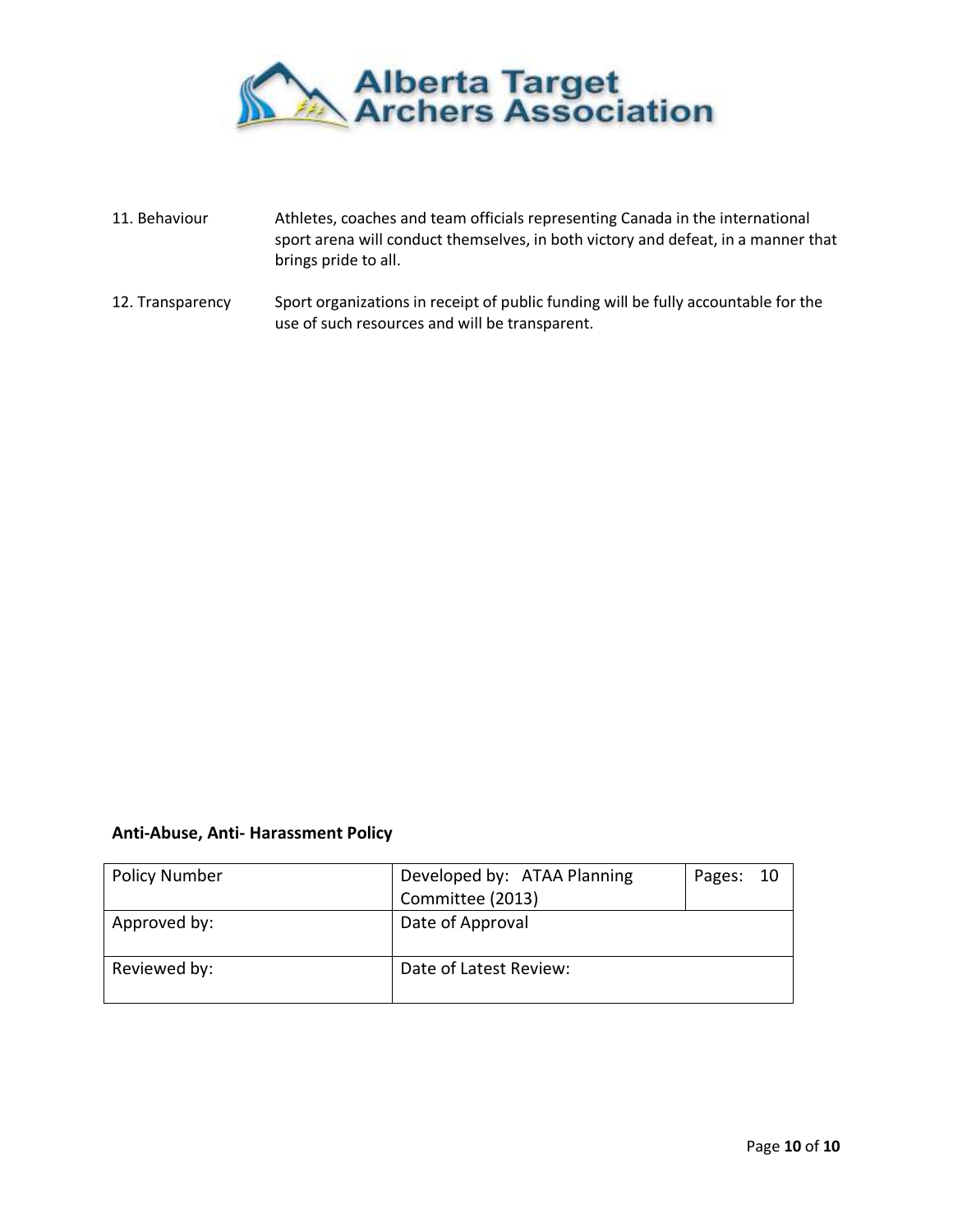11. Behaviour — Athletes, coaches and team officials representing Canada in the international sport arena will conduct themselves, in both victory and defeat, in a manner that brings pride to all.

12. Transparency — Sport organizations in receipt of public funding will be fully accountable for the use of such resources and will be transparent.

**Anti-Abuse, Anti- Harassment Policy**

| | | |
|---|---|---|
| Policy Number | Developed by: ATAA Planning Committee (2013) | Pages: 10 |
| Approved by: | Date of Approval | |
| Reviewed by: | Date of Latest Review: | |